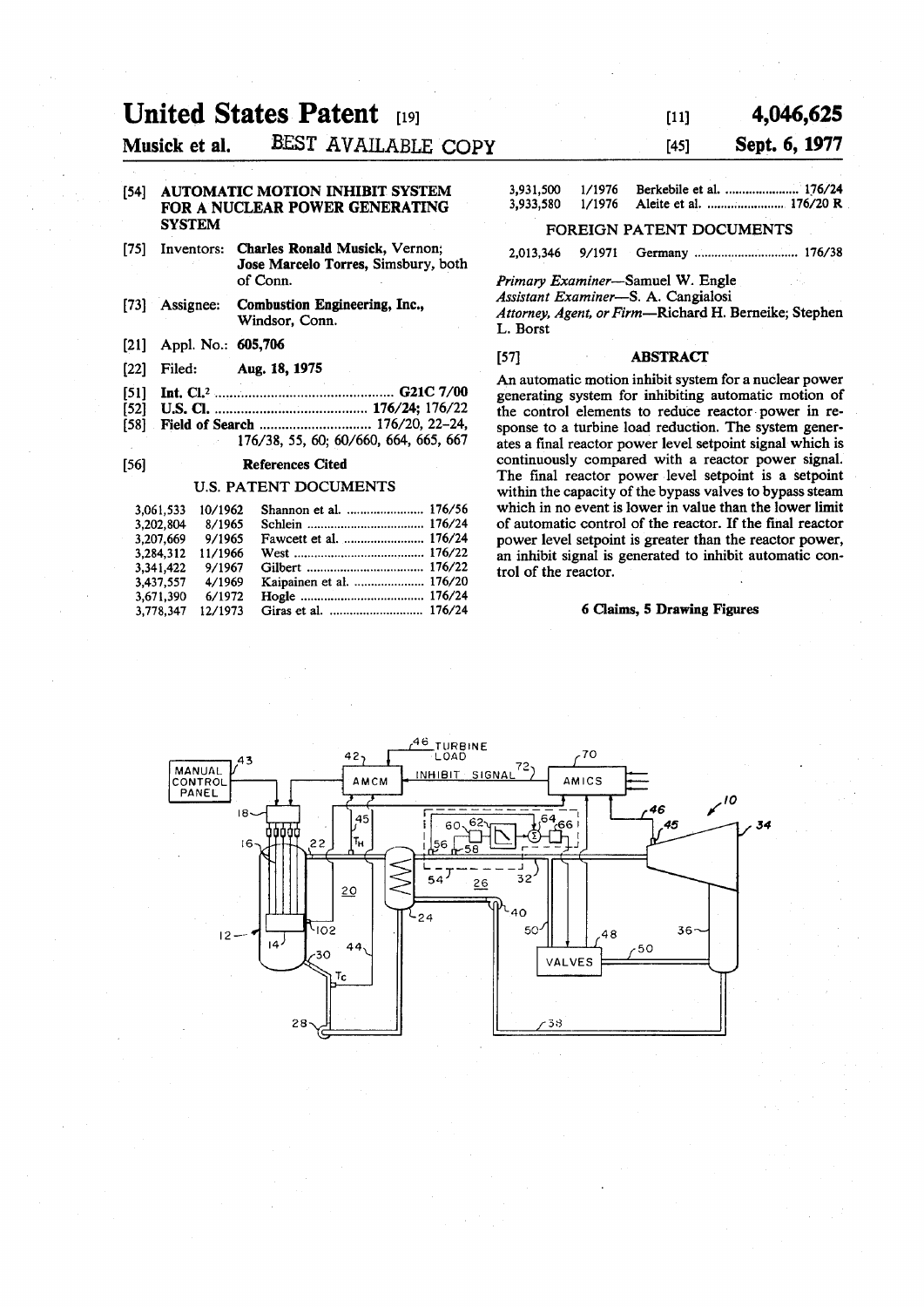# United States Patent [19]

**Musick et al.** BEST AVAILABLE COPY

[11] **4,046,625**

[45] **Sept. 6, 1977**

[54] **AUTOMATIC MOTION INHIBIT SYSTEM FOR A NUCLEAR POWER GENERATING SYSTEM**

[75] Inventors: **Charles Ronald Musick**, Vernon; **Jose Marcelo Torres**, Simsbury, both of Conn.

[73] Assignee: **Combustion Engineering, Inc.**, Windsor, Conn.

[21] Appl. No.: **605,706**

[22] Filed: **Aug. 18, 1975**

[51] **Int. Cl.²** .......... **G21C 7/00**

[52] **U.S. Cl.** .......... **176/24**; 176/22

[58] **Field of Search** .......... 176/20, 22–24, 176/38, 55, 60; 60/660, 664, 665, 667

[56] **References Cited**

U.S. PATENT DOCUMENTS

| | | | |
|---|---|---|---|
| 3,061,533 | 10/1962 | Shannon et al. | 176/56 |
| 3,202,804 | 8/1965 | Schlein | 176/24 |
| 3,207,669 | 9/1965 | Fawcett et al. | 176/24 |
| 3,284,312 | 11/1966 | West | 176/22 |
| 3,341,422 | 9/1967 | Gilbert | 176/22 |
| 3,437,557 | 4/1969 | Kaipainen et al. | 176/20 |
| 3,671,390 | 6/1972 | Hogle | 176/24 |
| 3,778,347 | 12/1973 | Giras et al. | 176/24 |
| 3,931,500 | 1/1976 | Berkebile et al. | 176/24 |
| 3,933,580 | 1/1976 | Aleite et al. | 176/20 R |

FOREIGN PATENT DOCUMENTS

| | | | |
|---|---|---|---|
| 2,013,346 | 9/1971 | Germany | 176/38 |

*Primary Examiner*—Samuel W. Engle
*Assistant Examiner*—S. A. Cangialosi
*Attorney, Agent, or Firm*—Richard H. Berneike; Stephen L. Borst

[57] **ABSTRACT**

An automatic motion inhibit system for a nuclear power generating system for inhibiting automatic motion of the control elements to reduce reactor power in response to a turbine load reduction. The system generates a final reactor power level setpoint signal which is continuously compared with a reactor power signal. The final reactor power level setpoint is a setpoint within the capacity of the bypass valves to bypass steam which in no event is lower in value than the lower limit of automatic control of the reactor. If the final reactor power level setpoint is greater than the reactor power, an inhibit signal is generated to inhibit automatic control of the reactor.

**6 Claims, 5 Drawing Figures**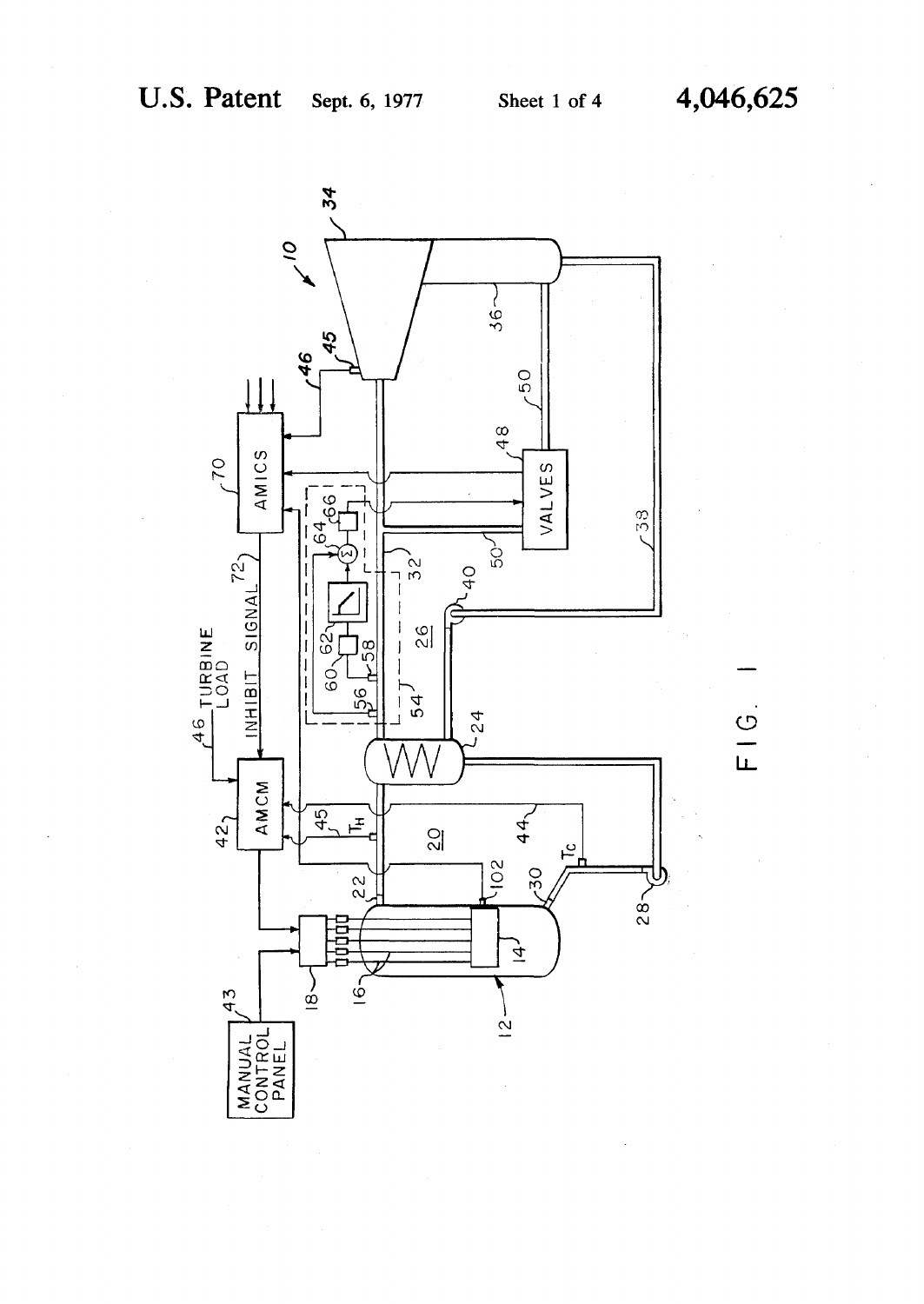FIG. 1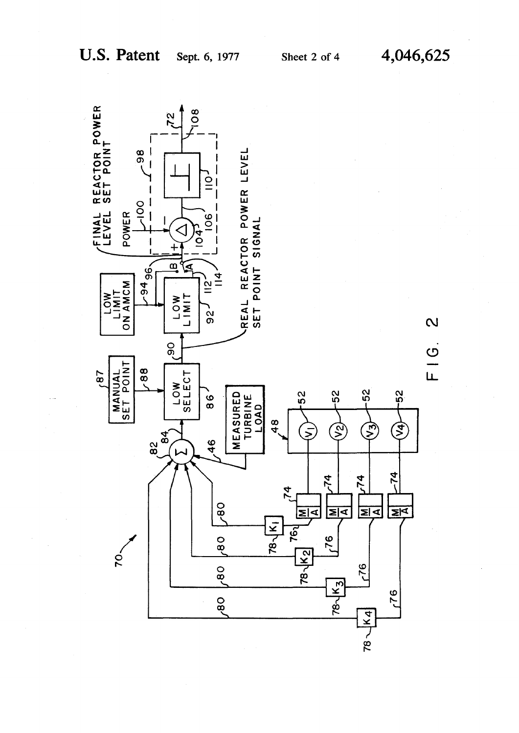FIG. 2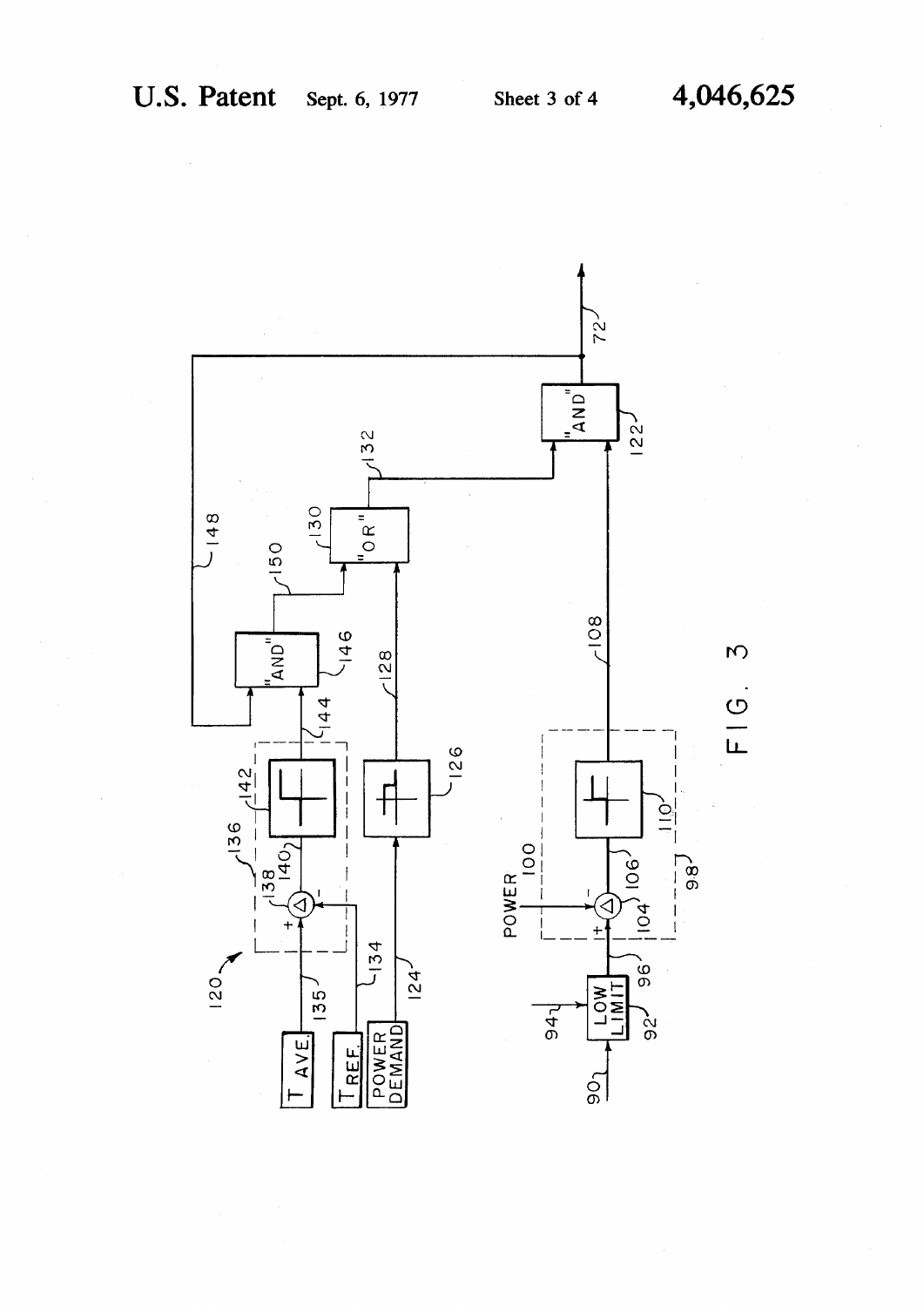FIG. 3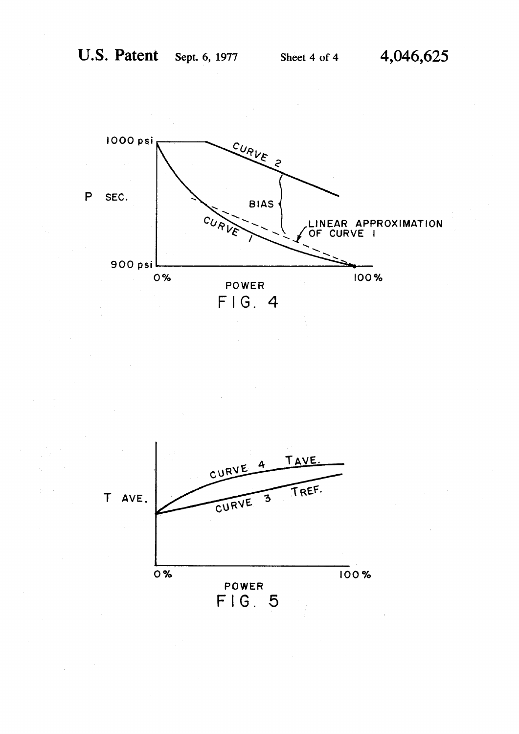FIG. 4

FIG. 5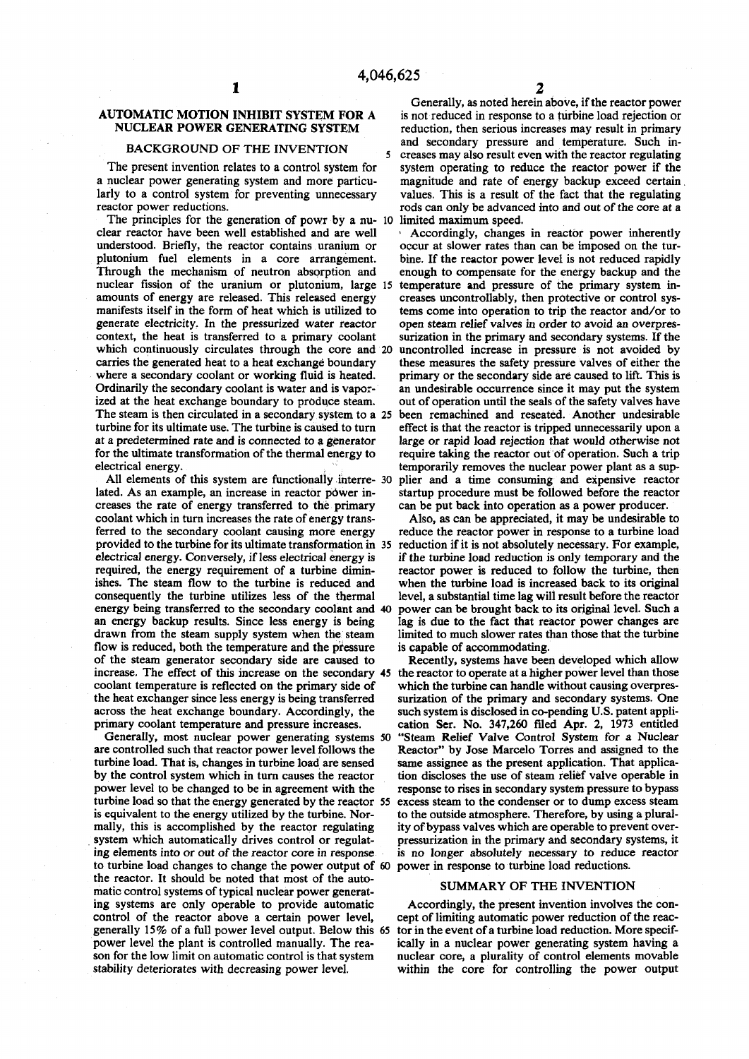## AUTOMATIC MOTION INHIBIT SYSTEM FOR A NUCLEAR POWER GENERATING SYSTEM

### BACKGROUND OF THE INVENTION

The present invention relates to a control system for a nuclear power generating system and more particularly to a control system for preventing unnecessary reactor power reductions.

The principles for the generation of powr by a nuclear reactor have been well established and are well understood. Briefly, the reactor contains uranium or plutonium fuel elements in a core arrangement. Through the mechanism of neutron absorption and nuclear fission of the uranium or plutonium, large amounts of energy are released. This released energy manifests itself in the form of heat which is utilized to generate electricity. In the pressurized water reactor context, the heat is transferred to a primary coolant which continuously circulates through the core and carries the generated heat to a heat exchange boundary where a secondary coolant or working fluid is heated. Ordinarily the secondary coolant is water and is vaporized at the heat exchange boundary to produce steam. The steam is then circulated in a secondary system to a turbine for its ultimate use. The turbine is caused to turn at a predetermined rate and is connected to a generator for the ultimate transformation of the thermal energy to electrical energy.

All elements of this system are functionally interrelated. As an example, an increase in reactor power increases the rate of energy transferred to the primary coolant which in turn increases the rate of energy transferred to the secondary coolant causing more energy provided to the turbine for its ultimate transformation in electrical energy. Conversely, if less electrical energy is required, the energy requirement of a turbine diminishes. The steam flow to the turbine is reduced and consequently the turbine utilizes less of the thermal energy being transferred to the secondary coolant and an energy backup results. Since less energy is being drawn from the steam supply system when the steam flow is reduced, both the temperature and the pressure of the steam generator secondary side are caused to increase. The effect of this increase on the secondary coolant temperature is reflected on the primary side of the heat exchanger since less energy is being transferred across the heat exchange boundary. Accordingly, the primary coolant temperature and pressure increases.

Generally, most nuclear power generating systems are controlled such that reactor power level follows the turbine load. That is, changes in turbine load are sensed by the control system which in turn causes the reactor power level to be changed to be in agreement with the turbine load so that the energy generated by the reactor is equivalent to the energy utilized by the turbine. Normally, this is accomplished by the reactor regulating system which automatically drives control or regulating elements into or out of the reactor core in response to turbine load changes to change the power output of the reactor. It should be noted that most of the automatic control systems of typical nuclear power generating systems are only operable to provide automatic control of the reactor above a certain power level, generally 15% of a full power level output. Below this power level the plant is controlled manually. The reason for the low limit on automatic control is that system stability deteriorates with decreasing power level.

Generally, as noted herein above, if the reactor power is not reduced in response to a turbine load rejection or reduction, then serious increases may result in primary and secondary pressure and temperature. Such increases may also result even with the reactor regulating system operating to reduce the reactor power if the magnitude and rate of energy backup exceed certain values. This is a result of the fact that the regulating rods can only be advanced into and out of the core at a limited maximum speed.

Accordingly, changes in reactor power inherently occur at slower rates than can be imposed on the turbine. If the reactor power level is not reduced rapidly enough to compensate for the energy backup and the temperature and pressure of the primary system increases uncontrollably, then protective or control systems come into operation to trip the reactor and/or to open steam relief valves in order to avoid an overpressurization in the primary and secondary systems. If the uncontrolled increase in pressure is not avoided by these measures the safety pressure valves of either the primary or the secondary side are caused to lift. This is an undesirable occurrence since it may put the system out of operation until the seals of the safety valves have been remachined and reseated. Another undesirable effect is that the reactor is tripped unnecessarily upon a large or rapid load rejection that would otherwise not require taking the reactor out of operation. Such a trip temporarily removes the nuclear power plant as a supplier and a time consuming and expensive reactor startup procedure must be followed before the reactor can be put back into operation as a power producer.

Also, as can be appreciated, it may be undesirable to reduce the reactor power in response to a turbine load reduction if it is not absolutely necessary. For example, if the turbine load reduction is only temporary and the reactor power is reduced to follow the turbine, then when the turbine load is increased back to its original level, a substantial time lag will result before the reactor power can be brought back to its original level. Such a lag is due to the fact that reactor power changes are limited to much slower rates than those that the turbine is capable of accommodating.

Recently, systems have been developed which allow the reactor to operate at a higher power level than those which the turbine can handle without causing overpressurization of the primary and secondary systems. One such system is disclosed in co-pending U.S. patent application Ser. No. 347,260 filed Apr. 2, 1973 entitled "Steam Relief Valve Control System for a Nuclear Reactor" by Jose Marcelo Torres and assigned to the same assignee as the present application. That application discloses the use of steam relief valve operable in response to rises in secondary system pressure to bypass excess steam to the condenser or to dump excess steam to the outside atmosphere. Therefore, by using a plurality of bypass valves which are operable to prevent overpressurization in the primary and secondary systems, it is no longer absolutely necessary to reduce reactor power in response to turbine load reductions.

### SUMMARY OF THE INVENTION

Accordingly, the present invention involves the concept of limiting automatic power reduction of the reactor in the event of a turbine load reduction. More specifically in a nuclear power generating system having a nuclear core, a plurality of control elements movable within the core for controlling the power output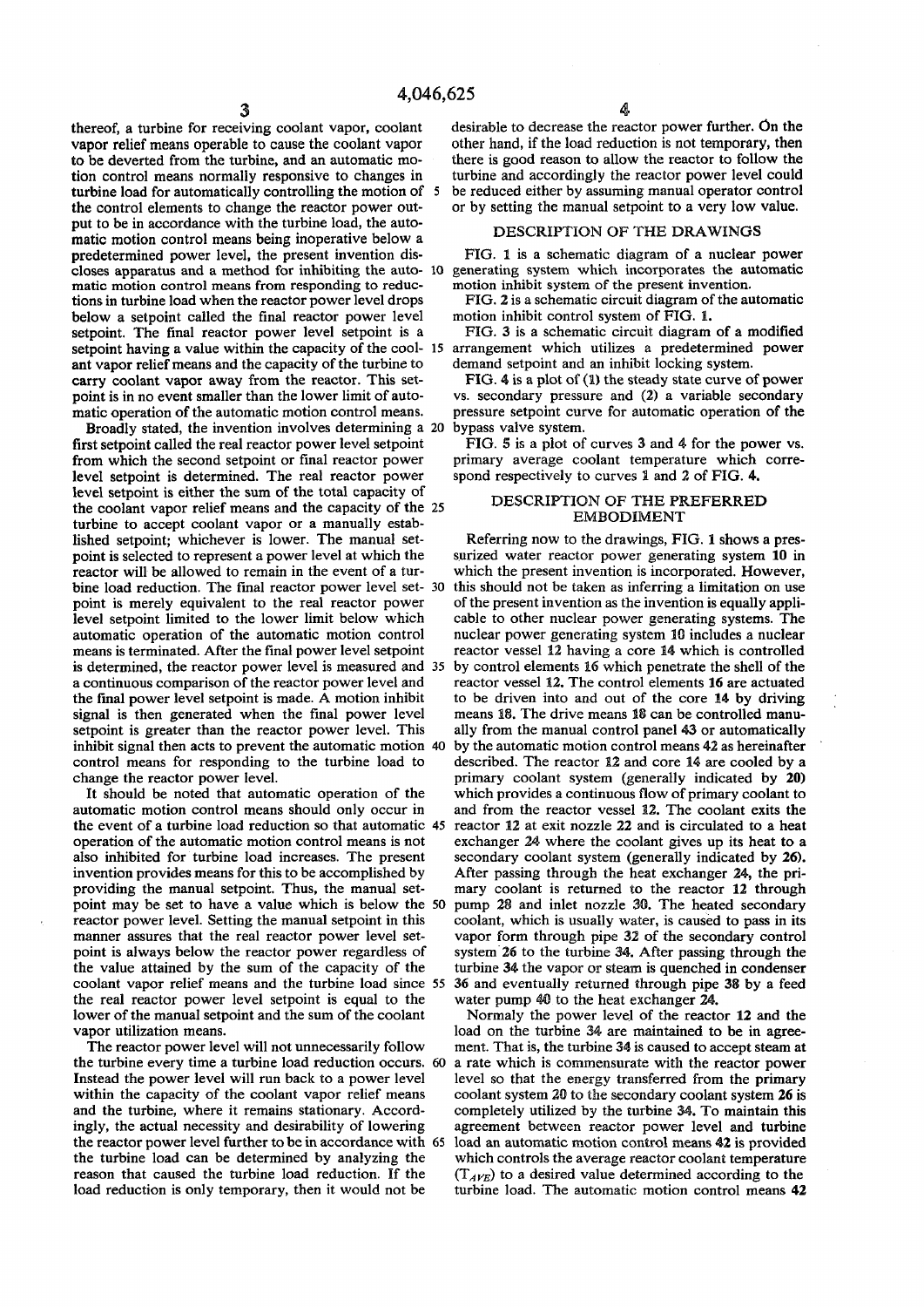thereof, a turbine for receiving coolant vapor, coolant vapor relief means operable to cause the coolant vapor to be deverted from the turbine, and an automatic motion control means normally responsive to changes in turbine load for automatically controlling the motion of the control elements to change the reactor power output to be in accordance with the turbine load, the automatic motion control means being inoperative below a predetermined power level, the present invention discloses apparatus and a method for inhibiting the automatic motion control means from responding to reductions in turbine load when the reactor power level drops below a setpoint called the final reactor power level setpoint. The final reactor power level setpoint is a setpoint having a value within the capacity of the coolant vapor relief means and the capacity of the turbine to carry coolant vapor away from the reactor. This setpoint is in no event smaller than the lower limit of automatic operation of the automatic motion control means.

Broadly stated, the invention involves determining a first setpoint called the real reactor power level setpoint from which the second setpoint or final reactor power level setpoint is determined. The real reactor power level setpoint is either the sum of the total capacity of the coolant vapor relief means and the capacity of the turbine to accept coolant vapor or a manually established setpoint; whichever is lower. The manual setpoint is selected to represent a power level at which the reactor will be allowed to remain in the event of a turbine load reduction. The final reactor power level setpoint is merely equivalent to the real reactor power level setpoint limited to the lower limit below which automatic operation of the automatic motion control means is terminated. After the final power level setpoint is determined, the reactor power level is measured and a continuous comparison of the reactor power level and the final power level setpoint is made. A motion inhibit signal is then generated when the final power level setpoint is greater than the reactor power level. This inhibit signal then acts to prevent the automatic motion control means for responding to the turbine load to change the reactor power level.

It should be noted that automatic operation of the automatic motion control means should only occur in the event of a turbine load reduction so that automatic operation of the automatic motion control means is not also inhibited for turbine load increases. The present invention provides means for this to be accomplished by providing the manual setpoint. Thus, the manual setpoint may be set to have a value which is below the reactor power level. Setting the manual setpoint in this manner assures that the real reactor power level setpoint is always below the reactor power regardless of the value attained by the sum of the capacity of the coolant vapor relief means and the turbine load since the real reactor power level setpoint is equal to the lower of the manual setpoint and the sum of the coolant vapor utilization means.

The reactor power level will not unnecessarily follow the turbine every time a turbine load reduction occurs. Instead the power level will run back to a power level within the capacity of the coolant vapor relief means and the turbine, where it remains stationary. Accordingly, the actual necessity and desirability of lowering the reactor power level further to be in accordance with the turbine load can be determined by analyzing the reason that caused the turbine load reduction. If the load reduction is only temporary, then it would not be desirable to decrease the reactor power further. On the other hand, if the load reduction is not temporary, then there is good reason to allow the reactor to follow the turbine and accordingly the reactor power level could be reduced either by assuming manual operator control or by setting the manual setpoint to a very low value.

## DESCRIPTION OF THE DRAWINGS

FIG. 1 is a schematic diagram of a nuclear power generating system which incorporates the automatic motion inhibit system of the present invention.

FIG. 2 is a schematic circuit diagram of the automatic motion inhibit control system of FIG. 1.

FIG. 3 is a schematic circuit diagram of a modified arrangement which utilizes a predetermined power demand setpoint and an inhibit locking system.

FIG. 4 is a plot of (1) the steady state curve of power vs. secondary pressure and (2) a variable secondary pressure setpoint curve for automatic operation of the bypass valve system.

FIG. 5 is a plot of curves 3 and 4 for the power vs. primary average coolant temperature which correspond respectively to curves 1 and 2 of FIG. 4.

## DESCRIPTION OF THE PREFERRED EMBODIMENT

Referring now to the drawings, FIG. 1 shows a pressurized water reactor power generating system 10 in which the present invention is incorporated. However, this should not be taken as inferring a limitation on use of the present invention as the invention is equally applicable to other nuclear power generating systems. The nuclear power generating system 10 includes a nuclear reactor vessel 12 having a core 14 which is controlled by control elements 16 which penetrate the shell of the reactor vessel 12. The control elements 16 are actuated to be driven into and out of the core 14 by driving means 18. The drive means 18 can be controlled manually from the manual control panel 43 or automatically by the automatic motion control means 42 as hereinafter described. The reactor 12 and core 14 are cooled by a primary coolant system (generally indicated by 20) which provides a continuous flow of primary coolant to and from the reactor vessel 12. The coolant exits the reactor 12 at exit nozzle 22 and is circulated to a heat exchanger 24 where the coolant gives up its heat to a secondary coolant system (generally indicated by 26). After passing through the heat exchanger 24, the primary coolant is returned to the reactor 12 through pump 28 and inlet nozzle 30. The heated secondary coolant, which is usually water, is caused to pass in its vapor form through pipe 32 of the secondary control system 26 to the turbine 34. After passing through the turbine 34 the vapor or steam is quenched in condenser 36 and eventually returned through pipe 38 by a feed water pump 40 to the heat exchanger 24.

Normaly the power level of the reactor 12 and the load on the turbine 34 are maintained to be in agreement. That is, the turbine 34 is caused to accept steam at a rate which is commensurate with the reactor power level so that the energy transferred from the primary coolant system 20 to the secondary coolant system 26 is completely utilized by the turbine 34. To maintain this agreement between reactor power level and turbine load an automatic motion control means 42 is provided which controls the average reactor coolant temperature ($T_{AVE}$) to a desired value determined according to the turbine load. The automatic motion control means 42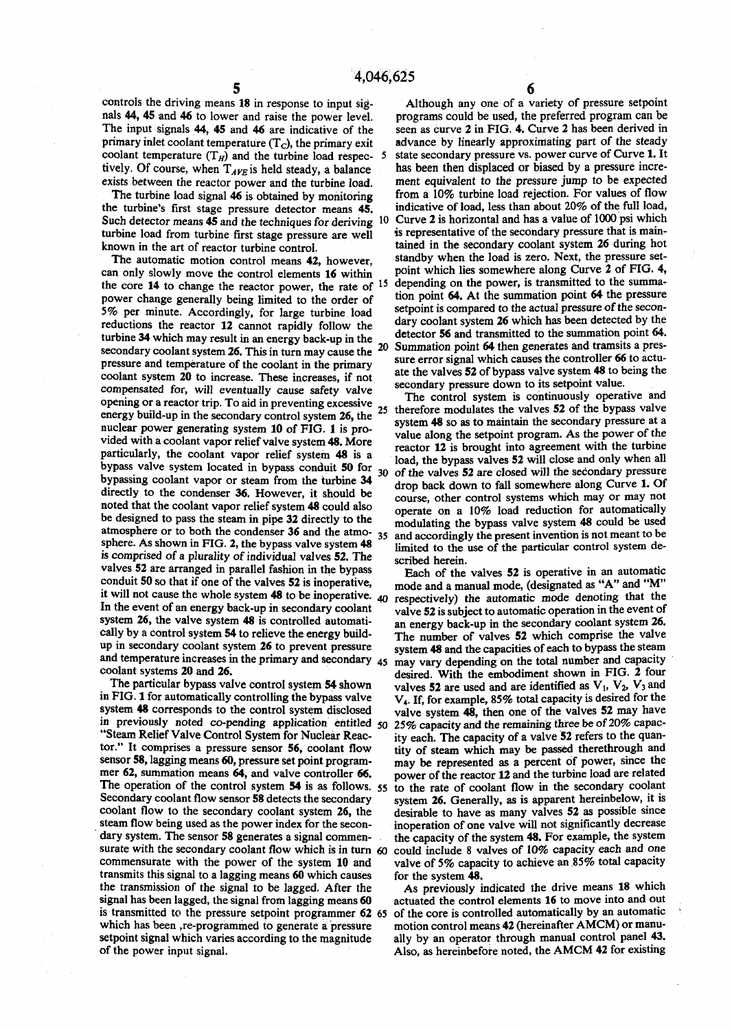controls the driving means **18** in response to input signals **44**, **45** and **46** to lower and raise the power level. The input signals **44**, **45** and **46** are indicative of the primary inlet coolant temperature ($T_C$), the primary exit coolant temperature ($T_H$) and the turbine load respectively. Of course, when $T_{AVE}$ is held steady, a balance exists between the reactor power and the turbine load.

The turbine load signal **46** is obtained by monitoring the turbine's first stage pressure detector means **45**. Such detector means **45** and the techniques for deriving turbine load from turbine first stage pressure are well known in the art of reactor turbine control.

The automatic motion control means **42**, however, can only slowly move the control elements **16** within the core **14** to change the reactor power, the rate of power change generally being limited to the order of 5% per minute. Accordingly, for large turbine load reductions the reactor **12** cannot rapidly follow the turbine **34** which may result in an energy back-up in the secondary coolant system **26**. This in turn may cause the pressure and temperature of the coolant in the primary coolant system **20** to increase. These increases, if not compensated for, will eventually cause safety valve opening or a reactor trip. To aid in preventing excessive energy build-up in the secondary control system **26**, the nuclear power generating system **10** of FIG. **1** is provided with a coolant vapor relief valve system **48**. More particularly, the coolant vapor relief system **48** is a bypass valve system located in bypass conduit **50** for bypassing coolant vapor or steam from the turbine **34** directly to the condenser **36**. However, it should be noted that the coolant vapor relief system **48** could also be designed to pass the steam in pipe **32** directly to the atmosphere or to both the condenser **36** and the atmosphere. As shown in FIG. **2**, the bypass valve system **48** is comprised of a plurality of individual valves **52**. The valves **52** are arranged in parallel fashion in the bypass conduit **50** so that if one of the valves **52** is inoperative, it will not cause the whole system **48** to be inoperative. In the event of an energy back-up in secondary coolant system **26**, the valve system **48** is controlled automatically by a control system **54** to relieve the energy build-up in secondary coolant system **26** to prevent pressure and temperature increases in the primary and secondary coolant systems **20** and **26**.

The particular bypass valve control system **54** shown in FIG. **1** for automatically controlling the bypass valve system **48** corresponds to the control system disclosed in previously noted co-pending application entitled "Steam Relief Valve Control System for Nuclear Reactor." It comprises a pressure sensor **56**, coolant flow sensor **58**, lagging means **60**, pressure set point programmer **62**, summation means **64**, and valve controller **66**. The operation of the control system **54** is as follows. Secondary coolant flow sensor **58** detects the secondary coolant flow to the secondary coolant system **26**, the steam flow being used as the power index for the secondary system. The sensor **58** generates a signal commensurate with the secondary coolant flow which is in turn commensurate with the power of the system **10** and transmits this signal to a lagging means **60** which causes the transmission of the signal to be lagged. After the signal has been lagged, the signal from lagging means **60** is transmitted to the pressure setpoint programmer **62** which has been ,re-programmed to generate a pressure setpoint signal which varies according to the magnitude of the power input signal.

Although any one of a variety of pressure setpoint programs could be used, the preferred program can be seen as curve **2** in FIG. **4**. Curve **2** has been derived in advance by linearly approximating part of the steady state secondary pressure vs. power curve of Curve **1**. It has been then displaced or biased by a pressure increment equivalent to the pressure jump to be expected from a 10% turbine load rejection. For values of flow indicative of load, less than about 20% of the full load, Curve **2** is horizontal and has a value of 1000 psi which is representative of the secondary pressure that is maintained in the secondary coolant system **26** during hot standby when the load is zero. Next, the pressure setpoint which lies somewhere along Curve **2** of FIG. **4**, depending on the power, is transmitted to the summation point **64**. At the summation point **64** the pressure setpoint is compared to the actual pressure of the secondary coolant system **26** which has been detected by the detector **56** and transmitted to the summation point **64**. Summation point **64** then generates and tramsits a pressure error signal which causes the controller **66** to actuate the valves **52** of bypass valve system **48** to being the secondary pressure down to its setpoint value.

The control system is continuously operative and therefore modulates the valves **52** of the bypass valve system **48** so as to maintain the secondary pressure at a value along the setpoint program. As the power of the reactor **12** is brought into agreement with the turbine load, the bypass valves **52** will close and only when all of the valves **52** are closed will the secondary pressure drop back down to fall somewhere along Curve **1**. Of course, other control systems which may or may not operate on a 10% load reduction for automatically modulating the bypass valve system **48** could be used and accordingly the present invention is not meant to be limited to the use of the particular control system described herein.

Each of the valves **52** is operative in an automatic mode and a manual mode, (designated as "A" and "M" respectively) the automatic mode denoting that the valve **52** is subject to automatic operation in the event of an energy back-up in the secondary coolant system **26**. The number of valves **52** which comprise the valve system **48** and the capacities of each to bypass the steam may vary depending on the total number and capacity desired. With the embodiment shown in FIG. **2** four valves **52** are used and are identified as $V_1$, $V_2$, $V_3$ and $V_4$. If, for example, 85% total capacity is desired for the valve system **48**, then one of the valves **52** may have 25% capacity and the remaining three be of 20% capacity each. The capacity of a valve **52** refers to the quantity of steam which may be passed therethrough and may be represented as a percent of power, since the power of the reactor **12** and the turbine load are related to the rate of coolant flow in the secondary coolant system **26**. Generally, as is apparent hereinbelow, it is desirable to have as many valves **52** as possible since inoperation of one valve will not significantly decrease the capacity of the system **48**. For example, the system could include 8 valves of 10% capacity each and one valve of 5% capacity to achieve an 85% total capacity for the system **48**.

As previously indicated the drive means **18** which actuated the control elements **16** to move into and out of the core is controlled automatically by an automatic motion control means **42** (hereinafter AMCM) or manually by an operator through manual control panel **43**. Also, as hereinbefore noted, the AMCM **42** for existing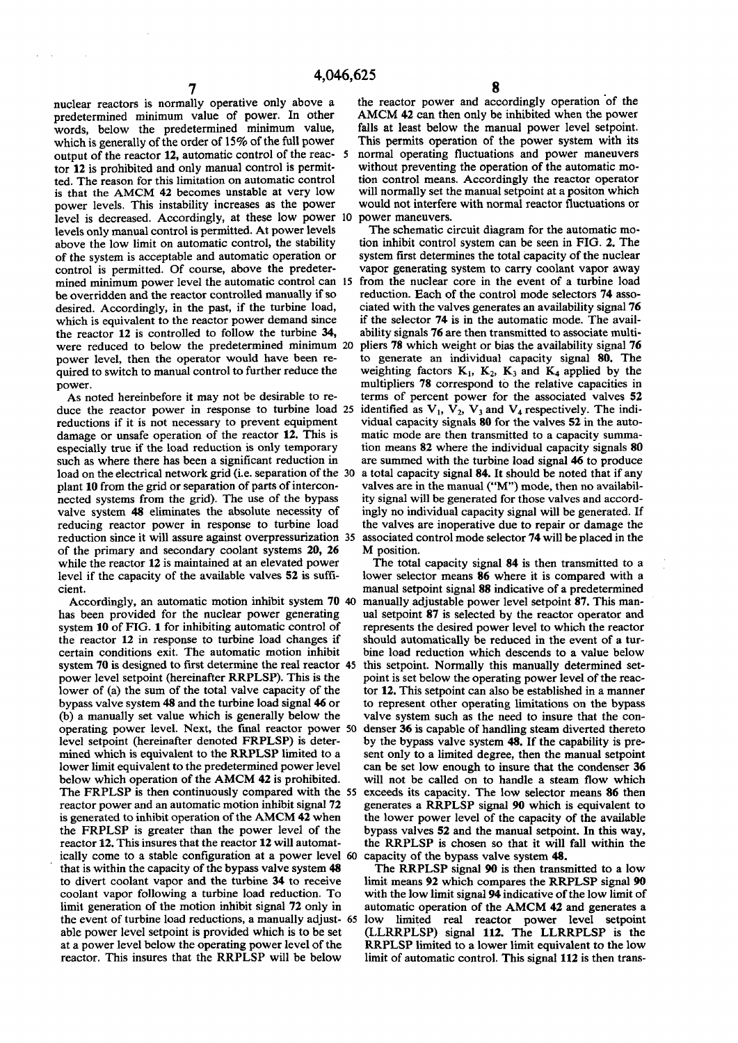nuclear reactors is normally operative only above a predetermined minimum value of power. In other words, below the predetermined minimum value, which is generally of the order of 15% of the full power output of the reactor 12, automatic control of the reactor 12 is prohibited and only manual control is permitted. The reason for this limitation on automatic control is that the AMCM 42 becomes unstable at very low power levels. This instability increases as the power level is decreased. Accordingly, at these low power levels only manual control is permitted. At power levels above the low limit on automatic control, the stability of the system is acceptable and automatic operation or control is permitted. Of course, above the predetermined minimum power level the automatic control can be overridden and the reactor controlled manually if so desired. Accordingly, in the past, if the turbine load, which is equivalent to the reactor power demand since the reactor 12 is controlled to follow the turbine 34, were reduced to below the predetermined minimum power level, then the operator would have been required to switch to manual control to further reduce the power.

As noted hereinbefore it may not be desirable to reduce the reactor power in response to turbine load reductions if it is not necessary to prevent equipment damage or unsafe operation of the reactor 12. This is especially true if the load reduction is only temporary such as where there has been a significant reduction in load on the electrical network grid (i.e. separation of the plant 10 from the grid or separation of parts of interconnected systems from the grid). The use of the bypass valve system 48 eliminates the absolute necessity of reducing reactor power in response to turbine load reduction since it will assure against overpressurization of the primary and secondary coolant systems 20, 26 while the reactor 12 is maintained at an elevated power level if the capacity of the available valves 52 is sufficient.

Accordingly, an automatic motion inhibit system 70 has been provided for the nuclear power generating system 10 of FIG. 1 for inhibiting automatic control of the reactor 12 in response to turbine load changes if certain conditions exit. The automatic motion inhibit system 70 is designed to first determine the real reactor power level setpoint (hereinafter RRPLSP). This is the lower of (a) the sum of the total valve capacity of the bypass valve system 48 and the turbine load signal 46 or (b) a manually set value which is generally below the operating power level. Next, the final reactor power level setpoint (hereinafter denoted FRPLSP) is determined which is equivalent to the RRPLSP limited to a lower limit equivalent to the predetermined power level below which operation of the AMCM 42 is prohibited. The FRPLSP is then continuously compared with the reactor power and an automatic motion inhibit signal 72 is generated to inhibit operation of the AMCM 42 when the FRPLSP is greater than the power level of the reactor 12. This insures that the reactor 12 will automatically come to a stable configuration at a power level that is within the capacity of the bypass valve system 48 to divert coolant vapor and the turbine 34 to receive coolant vapor following a turbine load reduction. To limit generation of the motion inhibit signal 72 only in the event of turbine load reductions, a manually adjustable power level setpoint is provided which is to be set at a power level below the operating power level of the reactor. This insures that the RRPLSP will be below the reactor power and accordingly operation of the AMCM 42 can then only be inhibited when the power falls at least below the manual power level setpoint. This permits operation of the power system with its normal operating fluctuations and power maneuvers without preventing the operation of the automatic motion control means. Accordingly the reactor operator will normally set the manual setpoint at a positon which would not interfere with normal reactor fluctuations or power maneuvers.

The schematic circuit diagram for the automatic motion inhibit control system can be seen in FIG. 2. The system first determines the total capacity of the nuclear vapor generating system to carry coolant vapor away from the nuclear core in the event of a turbine load reduction. Each of the control mode selectors 74 associated with the valves generates an availability signal 76 if the selector 74 is in the automatic mode. The availability signals 76 are then transmitted to associate multipliers 78 which weight or bias the availability signal 76 to generate an individual capacity signal 80. The weighting factors $K_1$, $K_2$, $K_3$ and $K_4$ applied by the multipliers 78 correspond to the relative capacities in terms of percent power for the associated valves 52 identified as $V_1$, $V_2$, $V_3$ and $V_4$ respectively. The individual capacity signals 80 for the valves 52 in the automatic mode are then transmitted to a capacity summation means 82 where the individual capacity signals 80 are summed with the turbine load signal 46 to produce a total capacity signal 84. It should be noted that if any valves are in the manual ("M") mode, then no availability signal will be generated for those valves and accordingly no individual capacity signal will be generated. If the valves are inoperative due to repair or damage the associated control mode selector 74 will be placed in the M position.

The total capacity signal 84 is then transmitted to a lower selector means 86 where it is compared with a manual setpoint signal 88 indicative of a predetermined manually adjustable power level setpoint 87. This manual setpoint 87 is selected by the reactor operator and represents the desired power level to which the reactor should automatically be reduced in the event of a turbine load reduction which descends to a value below this setpoint. Normally this manually determined setpoint is set below the operating power level of the reactor 12. This setpoint can also be established in a manner to represent other operating limitations on the bypass valve system such as the need to insure that the condenser 36 is capable of handling steam diverted thereto by the bypass valve system 48. If the capability is present only to a limited degree, then the manual setpoint can be set low enough to insure that the condenser 36 will not be called on to handle a steam flow which exceeds its capacity. The low selector means 86 then generates a RRPLSP signal 90 which is equivalent to the lower power level of the capacity of the available bypass valves 52 and the manual setpoint. In this way, the RRPLSP is chosen so that it will fall within the capacity of the bypass valve system 48.

The RRPLSP signal 90 is then transmitted to a low limit means 92 which compares the RRPLSP signal 90 with the low limit signal 94 indicative of the low limit of automatic operation of the AMCM 42 and generates a low limited real reactor power level setpoint (LLRRPLSP) signal 112. The LLRRPLSP is the RRPLSP limited to a lower limit equivalent to the low limit of automatic control. This signal 112 is then trans-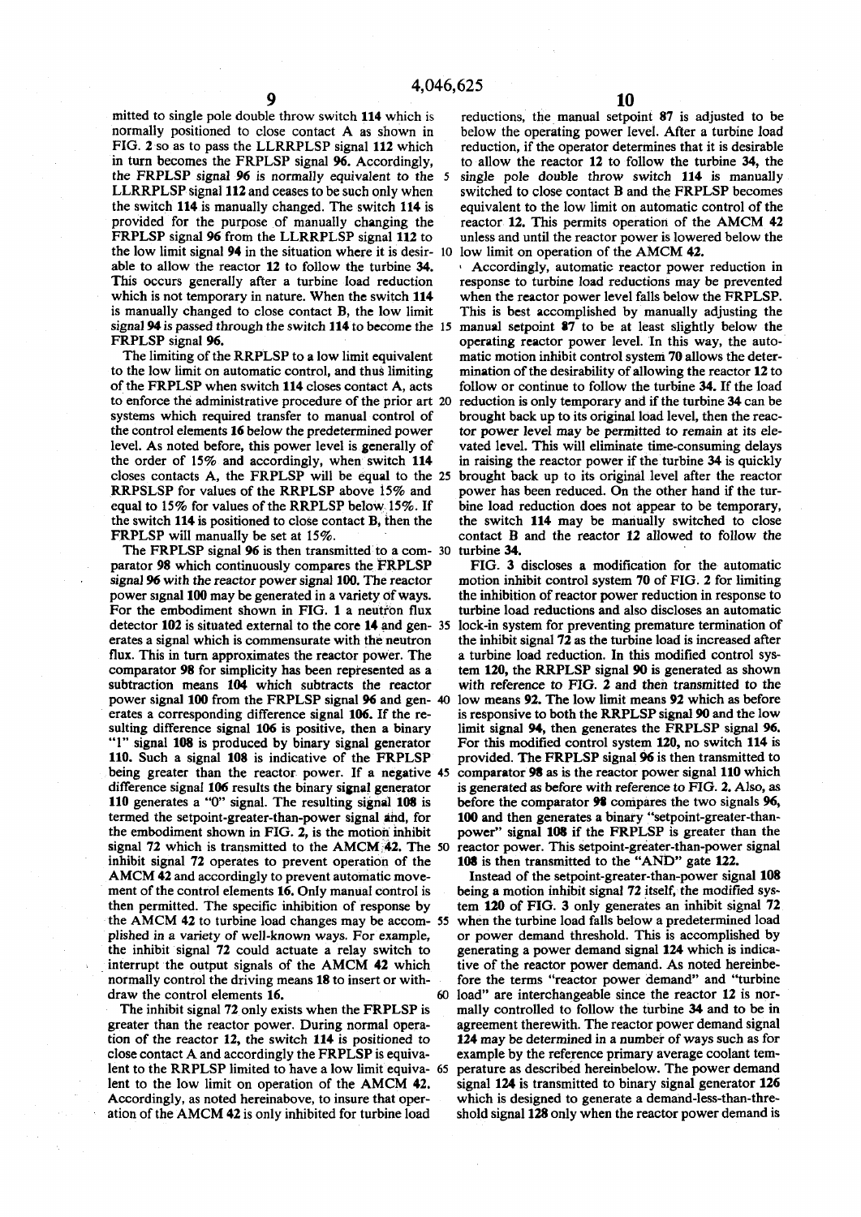mitted to single pole double throw switch **114** which is normally positioned to close contact A as shown in FIG. 2 so as to pass the LLRRPLSP signal **112** which in turn becomes the FRPLSP signal **96**. Accordingly, the FRPLSP signal **96** is normally equivalent to the LLRRPLSP signal **112** and ceases to be such only when the switch **114** is manually changed. The switch **114** is provided for the purpose of manually changing the FRPLSP signal **96** from the LLRRPLSP signal **112** to the low limit signal **94** in the situation where it is desirable to allow the reactor **12** to follow the turbine **34**. This occurs generally after a turbine load reduction which is not temporary in nature. When the switch **114** is manually changed to close contact B, the low limit signal **94** is passed through the switch **114** to become the FRPLSP signal **96**.

The limiting of the RRPLSP to a low limit equivalent to the low limit on automatic control, and thus limiting of the FRPLSP when switch **114** closes contact A, acts to enforce the administrative procedure of the prior art systems which required transfer to manual control of the control elements **16** below the predetermined power level. As noted before, this power level is generally of the order of 15% and accordingly, when switch **114** closes contacts A, the FRPLSP will be equal to the RRPSLSP for values of the RRPLSP above 15% and equal to 15% for values of the RRPLSP below 15%. If the switch **114** is positioned to close contact B, then the FRPLSP will manually be set at 15%.

The FRPLSP signal **96** is then transmitted to a comparator **98** which continuously compares the FRPLSP signal **96** with the reactor power signal **100**. The reactor power signal **100** may be generated in a variety of ways. For the embodiment shown in FIG. 1 a neutron flux detector **102** is situated external to the core **14** and generates a signal which is commensurate with the neutron flux. This in turn approximates the reactor power. The comparator **98** for simplicity has been represented as a subtraction means **104** which subtracts the reactor power signal **100** from the FRPLSP signal **96** and generates a corresponding difference signal **106**. If the resulting difference signal **106** is positive, then a binary "1" signal **108** is produced by binary signal generator **110**. Such a signal **108** is indicative of the FRPLSP being greater than the reactor power. If a negative difference signal **106** results the binary signal generator **110** generates a "0" signal. The resulting signal **108** is termed the setpoint-greater-than-power signal and, for the embodiment shown in FIG. 2, is the motion inhibit signal **72** which is transmitted to the AMCM **42**. The inhibit signal **72** operates to prevent operation of the AMCM **42** and accordingly to prevent automatic movement of the control elements **16**. Only manual control is then permitted. The specific inhibition of response by the AMCM **42** to turbine load changes may be accomplished in a variety of well-known ways. For example, the inhibit signal **72** could actuate a relay switch to interrupt the output signals of the AMCM **42** which normally control the driving means **18** to insert or withdraw the control elements **16**.

The inhibit signal **72** only exists when the FRPLSP is greater than the reactor power. During normal operation of the reactor **12**, the switch **114** is positioned to close contact A and accordingly the FRPLSP is equivalent to the RRPLSP limited to have a low limit equivalent to the low limit on operation of the AMCM **42**. Accordingly, as noted hereinabove, to insure that operation of the AMCM **42** is only inhibited for turbine load reductions, the manual setpoint **87** is adjusted to be below the operating power level. After a turbine load reduction, if the operator determines that it is desirable to allow the reactor **12** to follow the turbine **34**, the single pole double throw switch **114** is manually switched to close contact B and the FRPLSP becomes equivalent to the low limit on automatic control of the reactor **12**. This permits operation of the AMCM **42** unless and until the reactor power is lowered below the low limit on operation of the AMCM **42**.

Accordingly, automatic reactor power reduction in response to turbine load reductions may be prevented when the reactor power level falls below the FRPLSP. This is best accomplished by manually adjusting the manual setpoint **87** to be at least slightly below the operating reactor power level. In this way, the automatic motion inhibit control system **70** allows the determination of the desirability of allowing the reactor **12** to follow or continue to follow the turbine **34**. If the load reduction is only temporary and if the turbine **34** can be brought back up to its original load level, then the reactor power level may be permitted to remain at its elevated level. This will eliminate time-consuming delays in raising the reactor power if the turbine **34** is quickly brought back up to its original level after the reactor power has been reduced. On the other hand if the turbine load reduction does not appear to be temporary, the switch **114** may be manually switched to close contact B and the reactor **12** allowed to follow the turbine **34**.

FIG. 3 discloses a modification for the automatic motion inhibit control system **70** of FIG. 2 for limiting the inhibition of reactor power reduction in response to turbine load reductions and also discloses an automatic lock-in system for preventing premature termination of the inhibit signal **72** as the turbine load is increased after a turbine load reduction. In this modified control system **120**, the RRPLSP signal **90** is generated as shown with reference to FIG. 2 and then transmitted to the low means **92**. The low limit means **92** which as before is responsive to both the RRPLSP signal **90** and the low limit signal **94**, then generates the FRPLSP signal **96**. For this modified control system **120**, no switch **114** is provided. The FRPLSP signal **96** is then transmitted to comparator **98** as is the reactor power signal **110** which is generated as before with reference to FIG. 2. Also, as before the comparator **98** compares the two signals **96**, **100** and then generates a binary "setpoint-greater-than-power" signal **108** if the FRPLSP is greater than the reactor power. This setpoint-greater-than-power signal **108** is then transmitted to the "AND" gate **122**.

Instead of the setpoint-greater-than-power signal **108** being a motion inhibit signal **72** itself, the modified system **120** of FIG. 3 only generates an inhibit signal **72** when the turbine load falls below a predetermined load or power demand threshold. This is accomplished by generating a power demand signal **124** which is indicative of the reactor power demand. As noted hereinbefore the terms "reactor power demand" and "turbine load" are interchangeable since the reactor **12** is normally controlled to follow the turbine **34** and to be in agreement therewith. The reactor power demand signal **124** may be determined in a number of ways such as for example by the reference primary average coolant temperature as described hereinbelow. The power demand signal **124** is transmitted to binary signal generator **126** which is designed to generate a demand-less-than-threshold signal **128** only when the reactor power demand is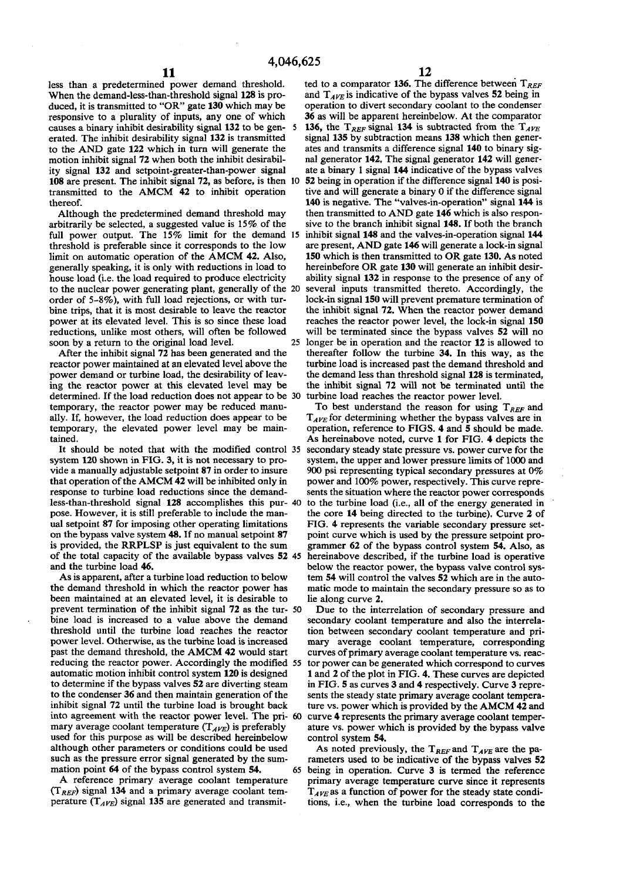less than a predetermined power demand threshold. When the demand-less-than-threshold signal **128** is produced, it is transmitted to "OR" gate **130** which may be responsive to a plurality of inputs, any one of which causes a binary inhibit desirability signal **132** to be generated. The inhibit desirability signal **132** is transmitted to the AND gate **122** which in turn will generate the motion inhibit signal **72** when both the inhibit desirability signal **132** and setpoint-greater-than-power signal **108** are present. The inhibit signal **72**, as before, is then transmitted to the AMCM **42** to inhibit operation thereof.

Although the predetermined demand threshold may arbitrarily be selected, a suggested value is 15% of the full power output. The 15% limit for the demand threshold is preferable since it corresponds to the low limit on automatic operation of the AMCM **42**. Also, generally speaking, it is only with reductions in load to house load (i.e. the load required to produce electricity to the nuclear power generating plant, generally of the order of 5–8%), with full load rejections, or with turbine trips, that it is most desirable to leave the reactor power at its elevated level. This is so since these load reductions, unlike most others, will often be followed soon by a return to the original load level.

After the inhibit signal **72** has been generated and the reactor power maintained at an elevated level above the power demand or turbine load, the desirability of leaving the reactor power at this elevated level may be determined. If the load reduction does not appear to be temporary, the reactor power may be reduced manually. If, however, the load reduction does appear to be temporary, the elevated power level may be maintained.

It should be noted that with the modified control system **120** shown in FIG. **3**, it is not necessary to provide a manually adjustable setpoint **87** in order to insure that operation of the AMCM **42** will be inhibited only in response to turbine load reductions since the demand-less-than-threshold signal **128** accomplishes this purpose. However, it is still preferable to include the manual setpoint **87** for imposing other operating limitations on the bypass valve system **48**. If no manual setpoint **87** is provided, the RRPLSP is just equivalent to the sum of the total capacity of the available bypass valves **52** and the turbine load **46**.

As is apparent, after a turbine load reduction to below the demand threshold in which the reactor power has been maintained at an elevated level, it is desirable to prevent termination of the inhibit signal **72** as the turbine load is increased to a value above the demand threshold until the turbine load reaches the reactor power level. Otherwise, as the turbine load is increased past the demand threshold, the AMCM **42** would start reducing the reactor power. Accordingly the modified automatic motion inhibit control system **120** is designed to determine if the bypass valves **52** are diverting steam to the condenser **36** and then maintain generation of the inhibit signal **72** until the turbine load is brought back into agreement with the reactor power level. The primary average coolant temperature ($T_{AVE}$) is preferably used for this purpose as will be described hereinbelow although other parameters or conditions could be used such as the pressure error signal generated by the summation point **64** of the bypass control system **54**.

A reference primary average coolant temperature ($T_{REF}$) signal **134** and a primary average coolant temperature ($T_{AVE}$) signal **135** are generated and transmitted to a comparator **136**. The difference between $T_{REF}$ and $T_{AVE}$ is indicative of the bypass valves **52** being in operation to divert secondary coolant to the condenser **36** as will be apparent hereinbelow. At the comparator **136**, the $T_{REF}$ signal **134** is subtracted from the $T_{AVE}$ signal **135** by subtraction means **138** which then generates and transmits a difference signal **140** to binary signal generator **142**. The signal generator **142** will generate a binary 1 signal **144** indicative of the bypass valves **52** being in operation if the difference signal **140** is positive and will generate a binary 0 if the difference signal **140** is negative. The "valves-in-operation" signal **144** is then transmitted to AND gate **146** which is also responsive to the branch inhibit signal **148**. If both the branch inhibit signal **148** and the valves-in-operation signal **144** are present, AND gate **146** will generate a lock-in signal **150** which is then transmitted to OR gate **130**. As noted hereinbefore OR gate **130** will generate an inhibit desirability signal **132** in response to the presence of any of several inputs transmitted thereto. Accordingly, the lock-in signal **150** will prevent premature termination of the inhibit signal **72**. When the reactor power demand reaches the reactor power level, the lock-in signal **150** will be terminated since the bypass valves **52** will no longer be in operation and the reactor **12** is allowed to thereafter follow the turbine **34**. In this way, as the turbine load is increased past the demand threshold and the demand less than threshold signal **128** is terminated, the inhibit signal **72** will not be terminated until the turbine load reaches the reactor power level.

To best understand the reason for using $T_{REF}$ and $T_{AVE}$ for determining whether the bypass valves are in operation, reference to FIGS. **4** and **5** should be made. As hereinabove noted, curve **1** for FIG. **4** depicts the secondary steady state pressure vs. power curve for the system, the upper and lower pressure limits of 1000 and 900 psi representing typical secondary pressures at 0% power and 100% power, respectively. This curve represents the situation where the reactor power corresponds to the turbine load (i.e., all of the energy generated in the core **14** being directed to the turbine). Curve **2** of FIG. **4** represents the variable secondary pressure setpoint curve which is used by the pressure setpoint programmer **62** of the bypass control system **54**. Also, as hereinabove described, if the turbine load is operative below the reactor power, the bypass valve control system **54** will control the valves **52** which are in the automatic mode to maintain the secondary pressure so as to lie along curve **2**.

Due to the interrelation of secondary pressure and secondary coolant temperature and also the interrelation between secondary coolant temperature and primary average coolant temperature, corresponding curves of primary average coolant temperature vs. reactor power can be generated which correspond to curves **1** and **2** of the plot in FIG. **4**. These curves are depicted in FIG. **5** as curves **3** and **4** respectively. Curve **3** represents the steady state primary average coolant temperature vs. power which is provided by the AMCM **42** and curve **4** represents the primary average coolant temperature vs. power which is provided by the bypass valve control system **54**.

As noted previously, the $T_{REF}$ and $T_{AVE}$ are the parameters used to be indicative of the bypass valves **52** being in operation. Curve **3** is termed the reference primary average temperature curve since it represents $T_{AVE}$ as a function of power for the steady state conditions, i.e., when the turbine load corresponds to the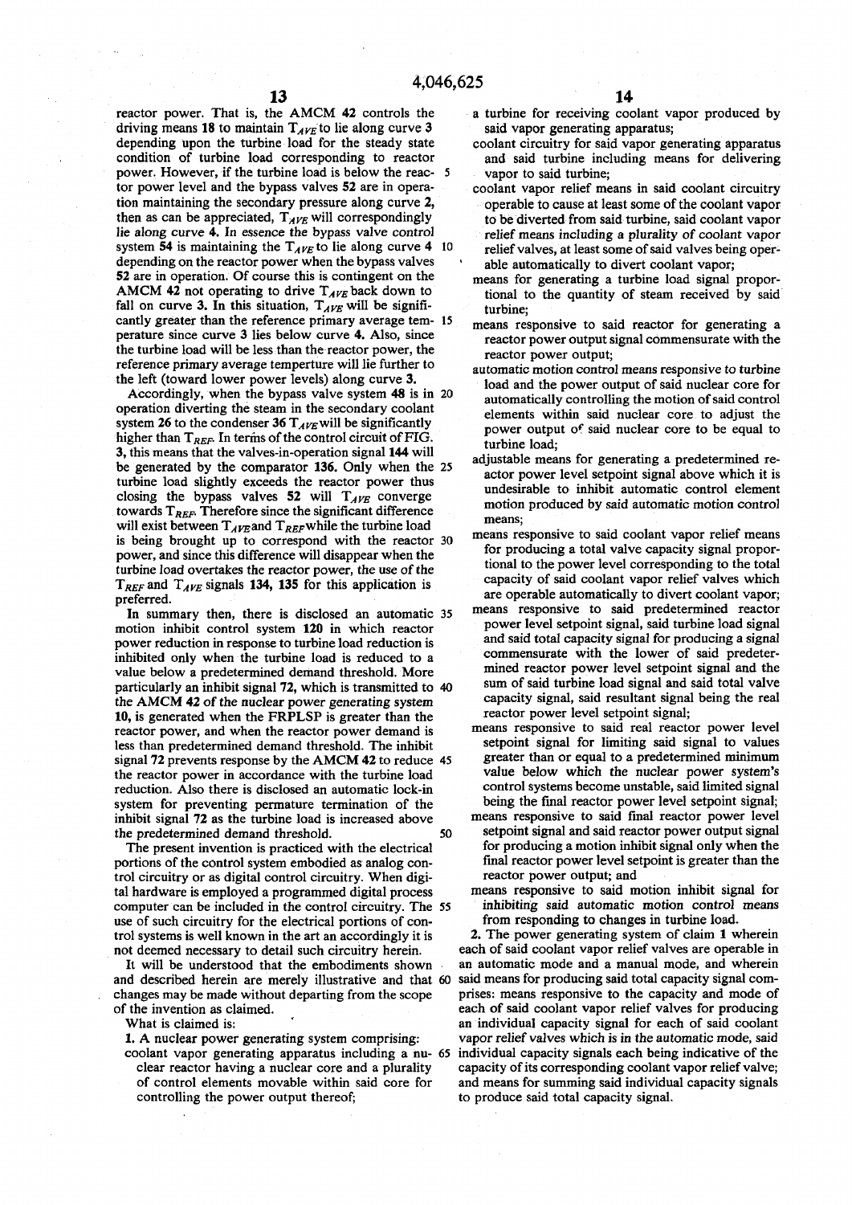reactor power. That is, the AMCM 42 controls the driving means 18 to maintain $T_{AVE}$ to lie along curve 3 depending upon the turbine load for the steady state condition of turbine load corresponding to reactor power. However, if the turbine load is below the reactor power level and the bypass valves 52 are in operation maintaining the secondary pressure along curve 2, then as can be appreciated, $T_{AVE}$ will correspondingly lie along curve 4. In essence the bypass valve control system 54 is maintaining the $T_{AVE}$ to lie along curve 4 depending on the reactor power when the bypass valves 52 are in operation. Of course this is contingent on the AMCM 42 not operating to drive $T_{AVE}$ back down to fall on curve 3. In this situation, $T_{AVE}$ will be significantly greater than the reference primary average temperature since curve 3 lies below curve 4. Also, since the turbine load will be less than the reactor power, the reference primary average temperture will lie further to the left (toward lower power levels) along curve 3.

Accordingly, when the bypass valve system 48 is in operation diverting the steam in the secondary coolant system 26 to the condenser 36 $T_{AVE}$ will be significantly higher than $T_{REF}$. In terms of the control circuit of FIG. 3, this means that the valves-in-operation signal 144 will be generated by the comparator 136. Only when the turbine load slightly exceeds the reactor power thus closing the bypass valves 52 will $T_{AVE}$ converge towards $T_{REF}$. Therefore since the significant difference will exist between $T_{AVE}$ and $T_{REF}$ while the turbine load is being brought up to correspond with the reactor power, and since this difference will disappear when the turbine load overtakes the reactor power, the use of the $T_{REF}$ and $T_{AVE}$ signals 134, 135 for this application is preferred.

In summary then, there is disclosed an automatic motion inhibit control system 120 in which reactor power reduction in response to turbine load reduction is inhibited only when the turbine load is reduced to a value below a predetermined demand threshold. More particularly an inhibit signal 72, which is transmitted to the AMCM 42 of the nuclear power generating system 10, is generated when the FRPLSP is greater than the reactor power, and when the reactor power demand is less than predetermined demand threshold. The inhibit signal 72 prevents response by the AMCM 42 to reduce the reactor power in accordance with the turbine load reduction. Also there is disclosed an automatic lock-in system for preventing permature termination of the inhibit signal 72 as the turbine load is increased above the predetermined demand threshold.

The present invention is practiced with the electrical portions of the control system embodied as analog control circuitry or as digital control circuitry. When digital hardware is employed a programmed digital process computer can be included in the control circuitry. The use of such circuitry for the electrical portions of control systems is well known in the art an accordingly it is not deemed necessary to detail such circuitry herein.

It will be understood that the embodiments shown and described herein are merely illustrative and that changes may be made without departing from the scope of the invention as claimed.

What is claimed is:

1. A nuclear power generating system comprising:
   - coolant vapor generating apparatus including a nuclear reactor having a nuclear core and a plurality of control elements movable within said core for controlling the power output thereof;
   - a turbine for receiving coolant vapor produced by said vapor generating apparatus;
   - coolant circuitry for said vapor generating apparatus and said turbine including means for delivering vapor to said turbine;
   - coolant vapor relief means in said coolant circuitry operable to cause at least some of the coolant vapor to be diverted from said turbine, said coolant vapor relief means including a plurality of coolant vapor relief valves, at least some of said valves being operable automatically to divert coolant vapor;
   - means for generating a turbine load signal proportional to the quantity of steam received by said turbine;
   - means responsive to said reactor for generating a reactor power output signal commensurate with the reactor power output;
   - automatic motion control means responsive to turbine load and the power output of said nuclear core for automatically controlling the motion of said control elements within said nuclear core to adjust the power output of said nuclear core to be equal to turbine load;
   - adjustable means for generating a predetermined reactor power level setpoint signal above which it is undesirable to inhibit automatic control element motion produced by said automatic motion control means;
   - means responsive to said coolant vapor relief means for producing a total valve capacity signal proportional to the power level corresponding to the total capacity of said coolant vapor relief valves which are operable automatically to divert coolant vapor;
   - means responsive to said predetermined reactor power level setpoint signal, said turbine load signal and said total capacity signal for producing a signal commensurate with the lower of said predetermined reactor power level setpoint signal and the sum of said turbine load signal and said total valve capacity signal, said resultant signal being the real reactor power level setpoint signal;
   - means responsive to said real reactor power level setpoint signal for limiting said signal to values greater than or equal to a predetermined minimum value below which the nuclear power system's control systems become unstable, said limited signal being the final reactor power level setpoint signal;
   - means responsive to said final reactor power level setpoint signal and said reactor power output signal for producing a motion inhibit signal only when the final reactor power level setpoint is greater than the reactor power output; and
   - means responsive to said motion inhibit signal for inhibiting said automatic motion control means from responding to changes in turbine load.

2. The power generating system of claim 1 wherein each of said coolant vapor relief valves are operable in an automatic mode and a manual mode, and wherein said means for producing said total capacity signal comprises: means responsive to the capacity and mode of each of said coolant vapor relief valves for producing an individual capacity signal for each of said coolant vapor relief valves which is in the automatic mode, said individual capacity signals each being indicative of the capacity of its corresponding coolant vapor relief valve; and means for summing said individual capacity signals to produce said total capacity signal.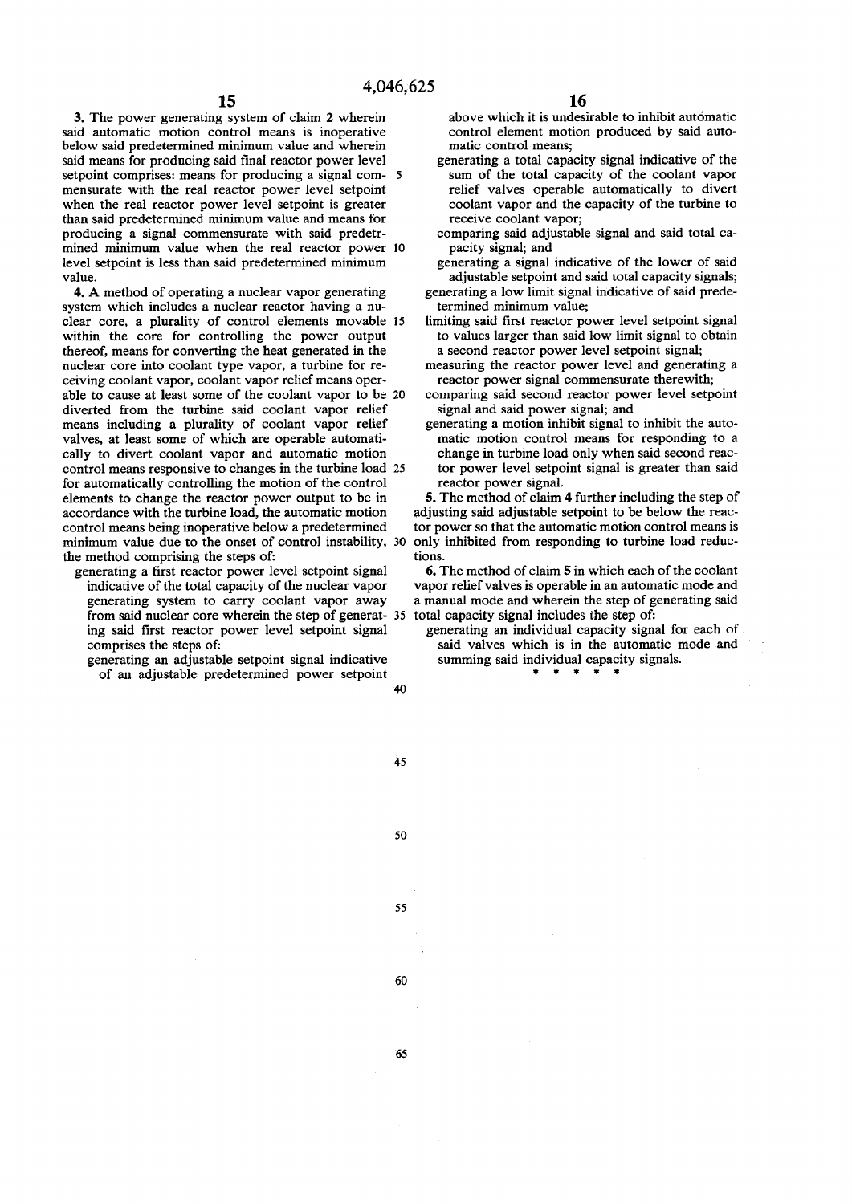3. The power generating system of claim 2 wherein said automatic motion control means is inoperative below said predetermined minimum value and wherein said means for producing said final reactor power level setpoint comprises: means for producing a signal commensurate with the real reactor power level setpoint when the real reactor power level setpoint is greater than said predetermined minimum value and means for producing a signal commensurate with said predetermined minimum value when the real reactor power level setpoint is less than said predetermined minimum value.

4. A method of operating a nuclear vapor generating system which includes a nuclear reactor having a nuclear core, a plurality of control elements movable within the core for controlling the power output thereof, means for converting the heat generated in the nuclear core into coolant type vapor, a turbine for receiving coolant vapor, coolant vapor relief means operable to cause at least some of the coolant vapor to be diverted from the turbine said coolant vapor relief means including a plurality of coolant vapor relief valves, at least some of which are operable automatically to divert coolant vapor and automatic motion control means responsive to changes in the turbine load for automatically controlling the motion of the control elements to change the reactor power output to be in accordance with the turbine load, the automatic motion control means being inoperative below a predetermined minimum value due to the onset of control instability, the method comprising the steps of:

- generating a first reactor power level setpoint signal indicative of the total capacity of the nuclear vapor generating system to carry coolant vapor away from said nuclear core wherein the step of generating said first reactor power level setpoint signal comprises the steps of:
  - generating an adjustable setpoint signal indicative of an adjustable predetermined power setpoint above which it is undesirable to inhibit automatic control element motion produced by said automatic control means;
  - generating a total capacity signal indicative of the sum of the total capacity of the coolant vapor relief valves operable automatically to divert coolant vapor and the capacity of the turbine to receive coolant vapor;
  - comparing said adjustable signal and said total capacity signal; and
  - generating a signal indicative of the lower of said adjustable setpoint and said total capacity signals;
- generating a low limit signal indicative of said predetermined minimum value;
- limiting said first reactor power level setpoint signal to values larger than said low limit signal to obtain a second reactor power level setpoint signal;
- measuring the reactor power level and generating a reactor power signal commensurate therewith;
- comparing said second reactor power level setpoint signal and said power signal; and
- generating a motion inhibit signal to inhibit the automatic motion control means for responding to a change in turbine load only when said second reactor power level setpoint signal is greater than said reactor power signal.

5. The method of claim 4 further including the step of adjusting said adjustable setpoint to be below the reactor power so that the automatic motion control means is only inhibited from responding to turbine load reductions.

6. The method of claim 5 in which each of the coolant vapor relief valves is operable in an automatic mode and a manual mode and wherein the step of generating said total capacity signal includes the step of:

- generating an individual capacity signal for each of said valves which is in the automatic mode and summing said individual capacity signals.

\* \* \* \* \*